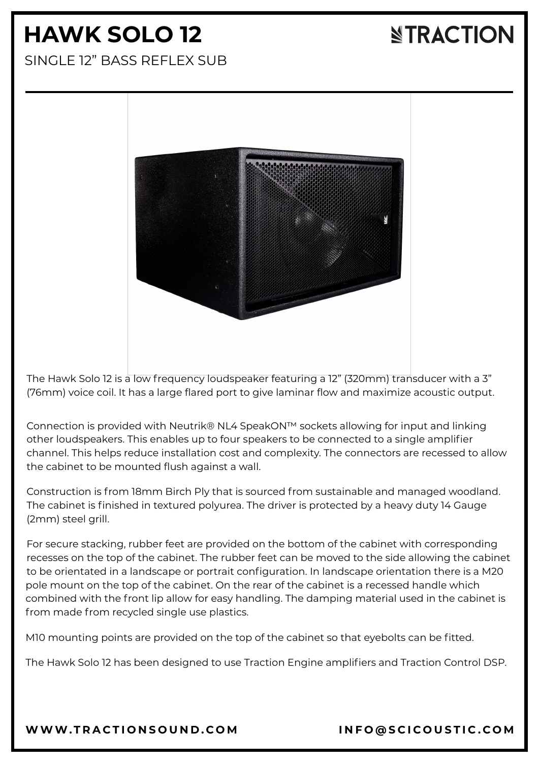# HAWK SOLO 12

SINGLE 12" BASS REFLEX SUB

The Hawk Solo 12 is a low frequency loudspeaker featuring a 12" (320mm) transducer with a 3" (76mm) voice coil. It has a large flared port to give laminar flow and maximize acoustic output.

Connection is provided with Neutrik® NL4 SpeakON™ sockets allowing for input and linking other loudspeakers. This enables up to four speakers to be connected to a single amplifier channel. This helps reduce installation cost and complexity. The connectors are recessed to allow the cabinet to be mounted flush against a wall.

Construction is from 18mm Birch Ply that is sourced from sustainable and managed woodland. The cabinet is finished in textured polyurea. The driver is protected by a heavy duty 14 Gauge (2mm) steel grill.

For secure stacking, rubber feet are provided on the bottom of the cabinet with corresponding recesses on the top of the cabinet. The rubber feet can be moved to the side allowing the cabinet to be orientated in a landscape or portrait configuration. In landscape orientation there is a M20 pole mount on the top of the cabinet. On the rear of the cabinet is a recessed handle which combined with the front lip allow for easy handling. The damping material used in the cabinet is from made from recycled single use plastics.

M10 mounting points are provided on the top of the cabinet so that eyebolts can be fitted.

The Hawk Solo 12 has been designed to use Traction Engine amplifiers and Traction Control DSP.

**WWW.TRACTIONSOUND.COM** **INFO@SCICOUSTIC.COM**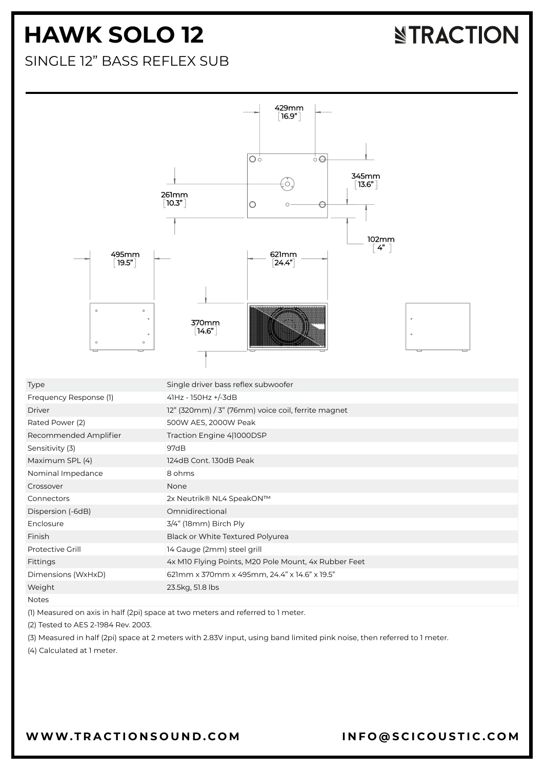# HAWK SOLO 12

SINGLE 12" BASS REFLEX SUB

TRACTION

429mm
[16.9"]

345mm
[13.6"]

261mm
[10.3"]

102mm
[4"]

495mm
[19.5"]

621mm
[24.4"]

370mm
[14.6"]

| | |
|---|---|
| Type | Single driver bass reflex subwoofer |
| Frequency Response (1) | 41Hz - 150Hz +/-3dB |
| Driver | 12" (320mm) / 3" (76mm) voice coil, ferrite magnet |
| Rated Power (2) | 500W AES, 2000W Peak |
| Recommended Amplifier | Traction Engine 4\|1000DSP |
| Sensitivity (3) | 97dB |
| Maximum SPL (4) | 124dB Cont. 130dB Peak |
| Nominal Impedance | 8 ohms |
| Crossover | None |
| Connectors | 2x Neutrik® NL4 SpeakON™ |
| Dispersion (-6dB) | Omnidirectional |
| Enclosure | 3/4" (18mm) Birch Ply |
| Finish | Black or White Textured Polyurea |
| Protective Grill | 14 Gauge (2mm) steel grill |
| Fittings | 4x M10 Flying Points, M20 Pole Mount, 4x Rubber Feet |
| Dimensions (WxHxD) | 621mm x 370mm x 495mm, 24.4" x 14.6" x 19.5" |
| Weight | 23.5kg, 51.8 lbs |
| Notes | |

(1) Measured on axis in half (2pi) space at two meters and referred to 1 meter.

(2) Tested to AES 2-1984 Rev. 2003.

(3) Measured in half (2pi) space at 2 meters with 2.83V input, using band limited pink noise, then referred to 1 meter.

(4) Calculated at 1 meter.

WWW.TRACTIONSOUND.COM INFO@SCICOUSTIC.COM